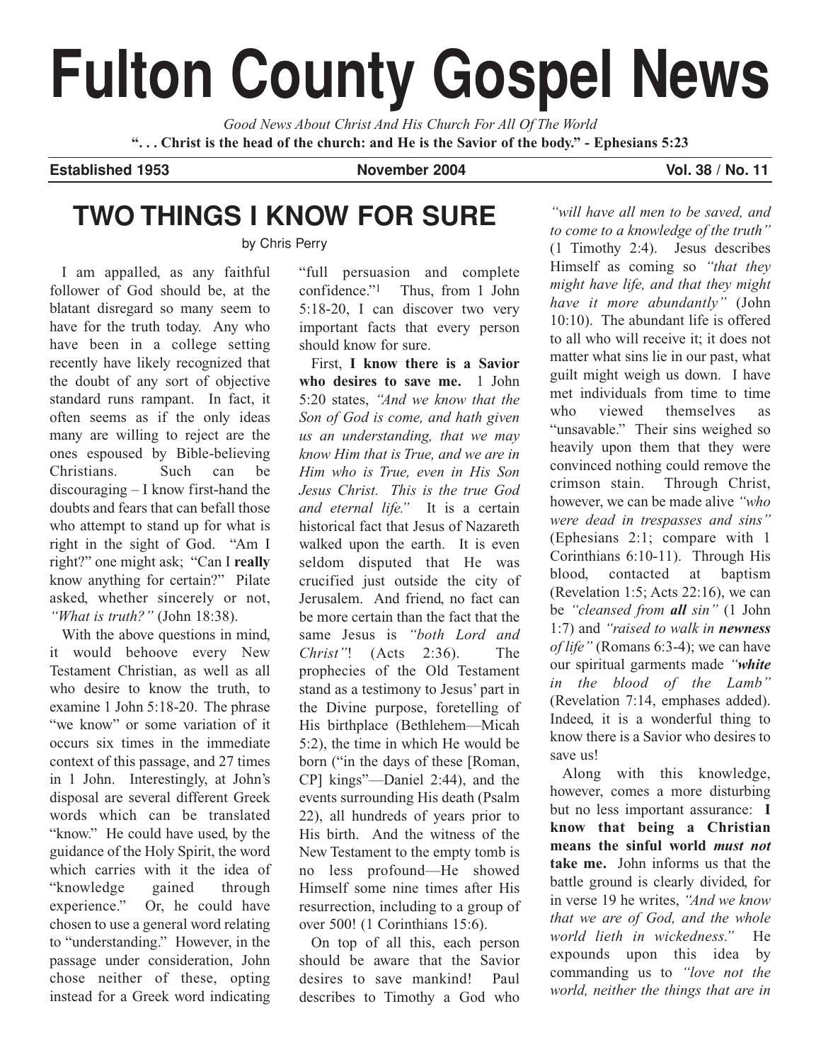# Fulton County Gospel News

*Good News About Christ And His Church For All Of The World*

**". . . Christ is the head of the church: and He is the Savior of the body." - Ephesians 5:23**

**Established 1953** **November 2004** **Vol. 38 / No. 11**

## TWO THINGS I KNOW FOR SURE

by Chris Perry

I am appalled, as any faithful follower of God should be, at the blatant disregard so many seem to have for the truth today. Any who have been in a college setting recently have likely recognized that the doubt of any sort of objective standard runs rampant. In fact, it often seems as if the only ideas many are willing to reject are the ones espoused by Bible-believing Christians. Such can be discouraging – I know first-hand the doubts and fears that can befall those who attempt to stand up for what is right in the sight of God. "Am I right?" one might ask; "Can I **really** know anything for certain?" Pilate asked, whether sincerely or not, *"What is truth?"* (John 18:38).

With the above questions in mind, it would behoove every New Testament Christian, as well as all who desire to know the truth, to examine 1 John 5:18-20. The phrase "we know" or some variation of it occurs six times in the immediate context of this passage, and 27 times in 1 John. Interestingly, at John's disposal are several different Greek words which can be translated "know." He could have used, by the guidance of the Holy Spirit, the word which carries with it the idea of "knowledge gained through experience." Or, he could have chosen to use a general word relating to "understanding." However, in the passage under consideration, John chose neither of these, opting instead for a Greek word indicating "full persuasion and complete confidence."[1] Thus, from 1 John 5:18-20, I can discover two very important facts that every person should know for sure.

First, **I know there is a Savior who desires to save me.** 1 John 5:20 states, *"And we know that the Son of God is come, and hath given us an understanding, that we may know Him that is True, and we are in Him who is True, even in His Son Jesus Christ. This is the true God and eternal life."* It is a certain historical fact that Jesus of Nazareth walked upon the earth. It is even seldom disputed that He was crucified just outside the city of Jerusalem. And friend, no fact can be more certain than the fact that the same Jesus is *"both Lord and Christ"*! (Acts 2:36). The prophecies of the Old Testament stand as a testimony to Jesus' part in the Divine purpose, foretelling of His birthplace (Bethlehem—Micah 5:2), the time in which He would be born ("in the days of these [Roman, CP] kings"—Daniel 2:44), and the events surrounding His death (Psalm 22), all hundreds of years prior to His birth. And the witness of the New Testament to the empty tomb is no less profound—He showed Himself some nine times after His resurrection, including to a group of over 500! (1 Corinthians 15:6).

On top of all this, each person should be aware that the Savior desires to save mankind! Paul describes to Timothy a God who *"will have all men to be saved, and to come to a knowledge of the truth"* (1 Timothy 2:4). Jesus describes Himself as coming so *"that they might have life, and that they might have it more abundantly"* (John 10:10). The abundant life is offered to all who will receive it; it does not matter what sins lie in our past, what guilt might weigh us down. I have met individuals from time to time who viewed themselves as "unsavable." Their sins weighed so heavily upon them that they were convinced nothing could remove the crimson stain. Through Christ, however, we can be made alive *"who were dead in trespasses and sins"* (Ephesians 2:1; compare with 1 Corinthians 6:10-11). Through His blood, contacted at baptism (Revelation 1:5; Acts 22:16), we can be *"cleansed from **all** sin"* (1 John 1:7) and *"raised to walk in **newness** of life"* (Romans 6:3-4); we can have our spiritual garments made *"**white** in the blood of the Lamb"* (Revelation 7:14, emphases added). Indeed, it is a wonderful thing to know there is a Savior who desires to save us!

Along with this knowledge, however, comes a more disturbing but no less important assurance: **I know that being a Christian means the sinful world *must not* take me.** John informs us that the battle ground is clearly divided, for in verse 19 he writes, *"And we know that we are of God, and the whole world lieth in wickedness."* He expounds upon this idea by commanding us to *"love not the world, neither the things that are in*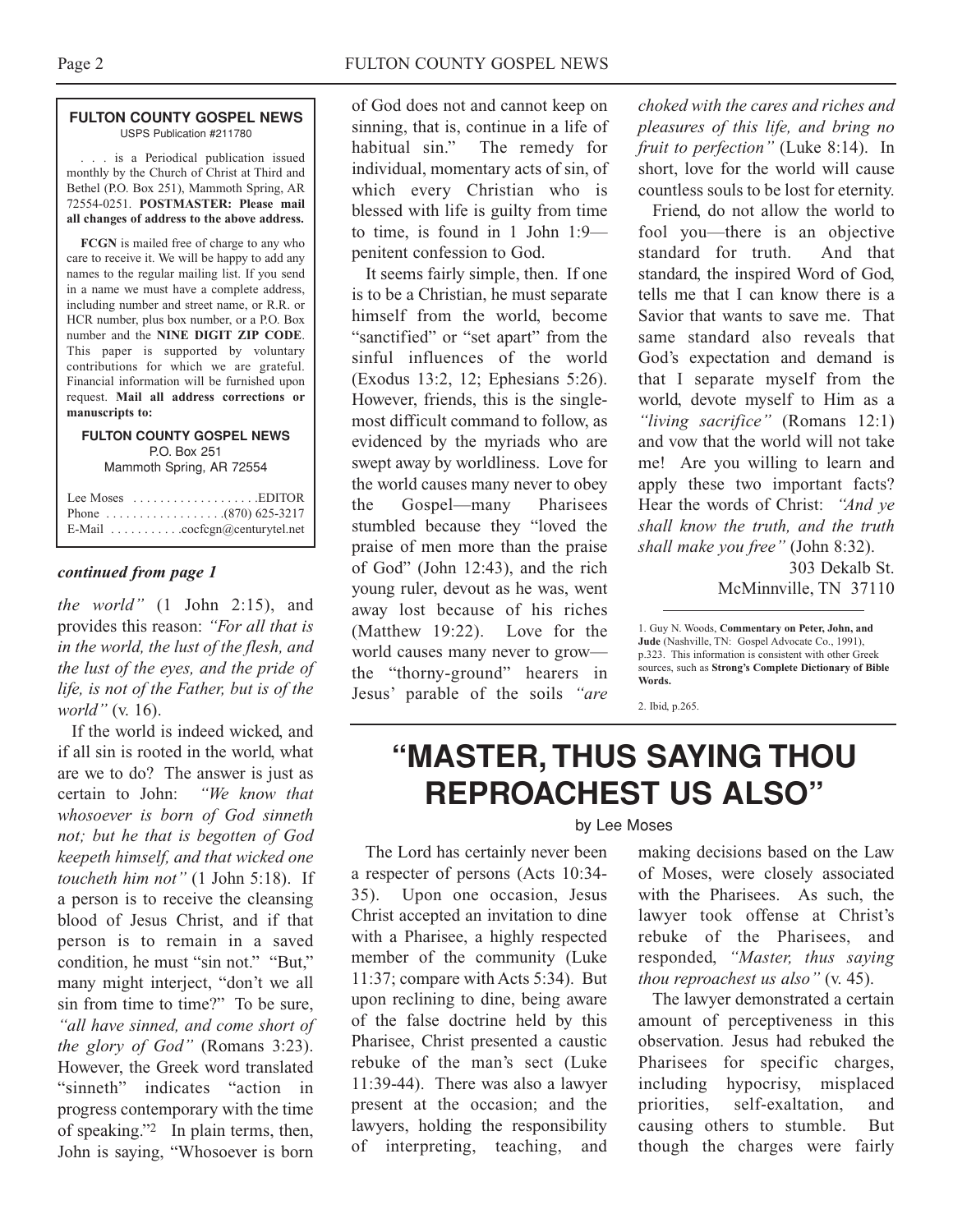**FULTON COUNTY GOSPEL NEWS**
USPS Publication #211780

. . . is a Periodical publication issued monthly by the Church of Christ at Third and Bethel (P.O. Box 251), Mammoth Spring, AR 72554-0251. **POSTMASTER: Please mail all changes of address to the above address.**

**FCGN** is mailed free of charge to any who care to receive it. We will be happy to add any names to the regular mailing list. If you send in a name we must have a complete address, including number and street name, or R.R. or HCR number, plus box number, or a P.O. Box number and the **NINE DIGIT ZIP CODE**. This paper is supported by voluntary contributions for which we are grateful. Financial information will be furnished upon request. **Mail all address corrections or manuscripts to:**

**FULTON COUNTY GOSPEL NEWS**
P.O. Box 251
Mammoth Spring, AR 72554

Lee Moses . . . . . . . . . . . . . . . . . . .EDITOR
Phone . . . . . . . . . . . . . . . . . .(870) 625-3217
E-Mail . . . . . . . . . . .cocfcgn@centurytel.net

***continued from page 1***

*the world"* (1 John 2:15), and provides this reason: *"For all that is in the world, the lust of the flesh, and the lust of the eyes, and the pride of life, is not of the Father, but is of the world"* (v. 16).

If the world is indeed wicked, and if all sin is rooted in the world, what are we to do? The answer is just as certain to John: *"We know that whosoever is born of God sinneth not; but he that is begotten of God keepeth himself, and that wicked one toucheth him not"* (1 John 5:18). If a person is to receive the cleansing blood of Jesus Christ, and if that person is to remain in a saved condition, he must "sin not." "But," many might interject, "don't we all sin from time to time?" To be sure, *"all have sinned, and come short of the glory of God"* (Romans 3:23). However, the Greek word translated "sinneth" indicates "action in progress contemporary with the time of speaking."[2] In plain terms, then, John is saying, "Whosoever is born of God does not and cannot keep on sinning, that is, continue in a life of habitual sin." The remedy for individual, momentary acts of sin, of which every Christian who is blessed with life is guilty from time to time, is found in 1 John 1:9—penitent confession to God.

It seems fairly simple, then. If one is to be a Christian, he must separate himself from the world, become "sanctified" or "set apart" from the sinful influences of the world (Exodus 13:2, 12; Ephesians 5:26). However, friends, this is the single-most difficult command to follow, as evidenced by the myriads who are swept away by worldliness. Love for the world causes many never to obey the Gospel—many Pharisees stumbled because they "loved the praise of men more than the praise of God" (John 12:43), and the rich young ruler, devout as he was, went away lost because of his riches (Matthew 19:22). Love for the world causes many never to grow—the "thorny-ground" hearers in Jesus' parable of the soils *"are choked with the cares and riches and pleasures of this life, and bring no fruit to perfection"* (Luke 8:14). In short, love for the world will cause countless souls to be lost for eternity.

Friend, do not allow the world to fool you—there is an objective standard for truth. And that standard, the inspired Word of God, tells me that I can know there is a Savior that wants to save me. That same standard also reveals that God's expectation and demand is that I separate myself from the world, devote myself to Him as a *"living sacrifice"* (Romans 12:1) and vow that the world will not take me! Are you willing to learn and apply these two important facts? Hear the words of Christ: *"And ye shall know the truth, and the truth shall make you free"* (John 8:32).

303 Dekalb St.
McMinnville, TN 37110

1. Guy N. Woods, **Commentary on Peter, John, and Jude** (Nashville, TN: Gospel Advocate Co., 1991), p.323. This information is consistent with other Greek sources, such as **Strong's Complete Dictionary of Bible Words.**

2. Ibid, p.265.

# "MASTER, THUS SAYING THOU REPROACHEST US ALSO"

by Lee Moses

The Lord has certainly never been a respecter of persons (Acts 10:34-35). Upon one occasion, Jesus Christ accepted an invitation to dine with a Pharisee, a highly respected member of the community (Luke 11:37; compare with Acts 5:34). But upon reclining to dine, being aware of the false doctrine held by this Pharisee, Christ presented a caustic rebuke of the man's sect (Luke 11:39-44). There was also a lawyer present at the occasion; and the lawyers, holding the responsibility of interpreting, teaching, and making decisions based on the Law of Moses, were closely associated with the Pharisees. As such, the lawyer took offense at Christ's rebuke of the Pharisees, and responded, *"Master, thus saying thou reproachest us also"* (v. 45).

The lawyer demonstrated a certain amount of perceptiveness in this observation. Jesus had rebuked the Pharisees for specific charges, including hypocrisy, misplaced priorities, self-exaltation, and causing others to stumble. But though the charges were fairly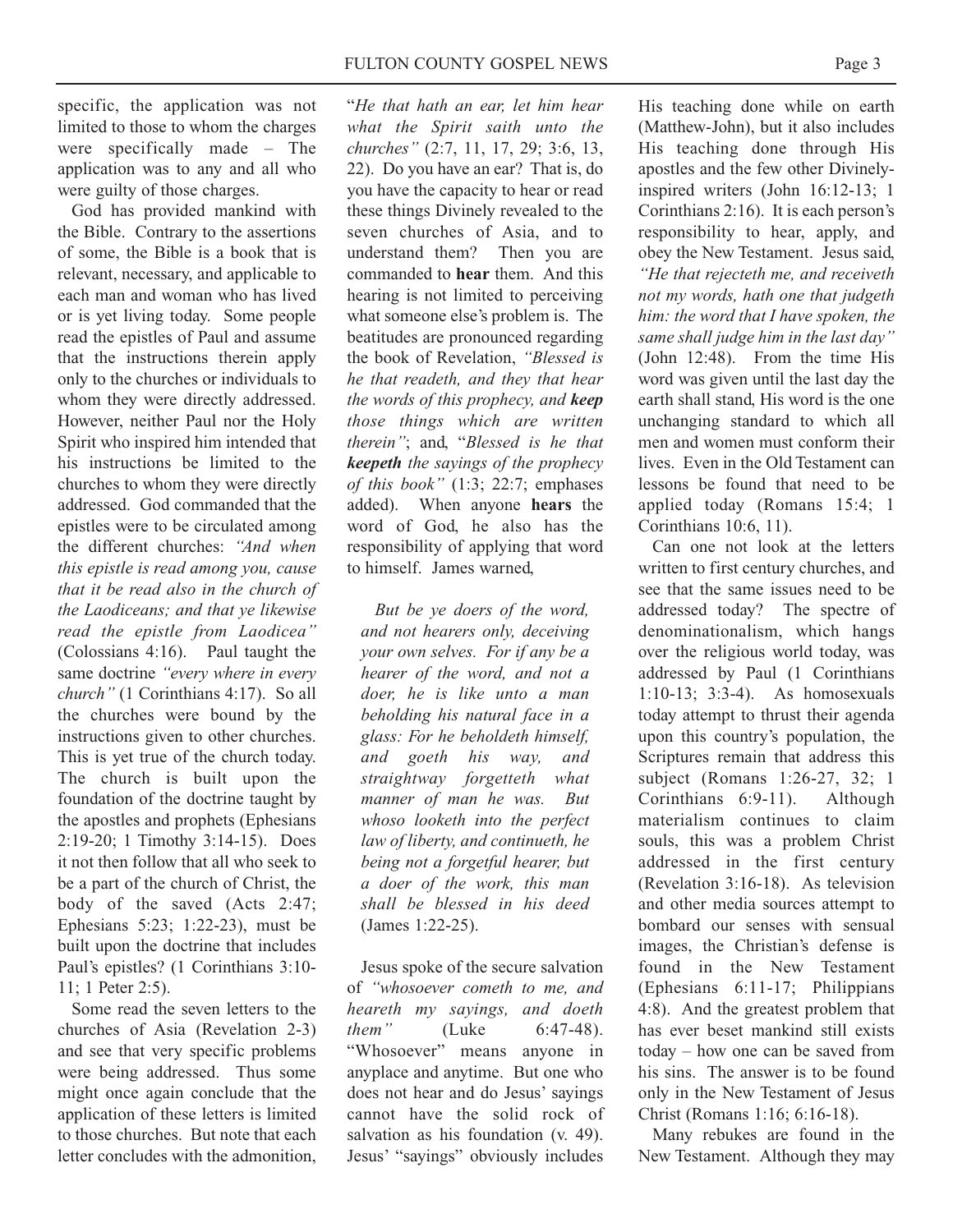specific, the application was not limited to those to whom the charges were specifically made – The application was to any and all who were guilty of those charges.

God has provided mankind with the Bible. Contrary to the assertions of some, the Bible is a book that is relevant, necessary, and applicable to each man and woman who has lived or is yet living today. Some people read the epistles of Paul and assume that the instructions therein apply only to the churches or individuals to whom they were directly addressed. However, neither Paul nor the Holy Spirit who inspired him intended that his instructions be limited to the churches to whom they were directly addressed. God commanded that the epistles were to be circulated among the different churches: *"And when this epistle is read among you, cause that it be read also in the church of the Laodiceans; and that ye likewise read the epistle from Laodicea"* (Colossians 4:16). Paul taught the same doctrine *"every where in every church"* (1 Corinthians 4:17). So all the churches were bound by the instructions given to other churches. This is yet true of the church today. The church is built upon the foundation of the doctrine taught by the apostles and prophets (Ephesians 2:19-20; 1 Timothy 3:14-15). Does it not then follow that all who seek to be a part of the church of Christ, the body of the saved (Acts 2:47; Ephesians 5:23; 1:22-23), must be built upon the doctrine that includes Paul's epistles? (1 Corinthians 3:10-11; 1 Peter 2:5).

Some read the seven letters to the churches of Asia (Revelation 2-3) and see that very specific problems were being addressed. Thus some might once again conclude that the application of these letters is limited to those churches. But note that each letter concludes with the admonition, "*He that hath an ear, let him hear what the Spirit saith unto the churches"* (2:7, 11, 17, 29; 3:6, 13, 22). Do you have an ear? That is, do you have the capacity to hear or read these things Divinely revealed to the seven churches of Asia, and to understand them? Then you are commanded to **hear** them. And this hearing is not limited to perceiving what someone else's problem is. The beatitudes are pronounced regarding the book of Revelation, *"Blessed is he that readeth, and they that hear the words of this prophecy, and **keep** those things which are written therein"*; and, "*Blessed is he that **keepeth** the sayings of the prophecy of this book"* (1:3; 22:7; emphases added). When anyone **hears** the word of God, he also has the responsibility of applying that word to himself. James warned,

> *But be ye doers of the word, and not hearers only, deceiving your own selves. For if any be a hearer of the word, and not a doer, he is like unto a man beholding his natural face in a glass: For he beholdeth himself, and goeth his way, and straightway forgetteth what manner of man he was. But whoso looketh into the perfect law of liberty, and continueth, he being not a forgetful hearer, but a doer of the work, this man shall be blessed in his deed* (James 1:22-25).

Jesus spoke of the secure salvation of *"whosoever cometh to me, and heareth my sayings, and doeth them"* (Luke 6:47-48). "Whosoever" means anyone in anyplace and anytime. But one who does not hear and do Jesus' sayings cannot have the solid rock of salvation as his foundation (v. 49). Jesus' "sayings" obviously includes His teaching done while on earth (Matthew-John), but it also includes His teaching done through His apostles and the few other Divinely-inspired writers (John 16:12-13; 1 Corinthians 2:16). It is each person's responsibility to hear, apply, and obey the New Testament. Jesus said, *"He that rejecteth me, and receiveth not my words, hath one that judgeth him: the word that I have spoken, the same shall judge him in the last day"* (John 12:48). From the time His word was given until the last day the earth shall stand, His word is the one unchanging standard to which all men and women must conform their lives. Even in the Old Testament can lessons be found that need to be applied today (Romans 15:4; 1 Corinthians 10:6, 11).

Can one not look at the letters written to first century churches, and see that the same issues need to be addressed today? The spectre of denominationalism, which hangs over the religious world today, was addressed by Paul (1 Corinthians 1:10-13; 3:3-4). As homosexuals today attempt to thrust their agenda upon this country's population, the Scriptures remain that address this subject (Romans 1:26-27, 32; 1 Corinthians 6:9-11). Although materialism continues to claim souls, this was a problem Christ addressed in the first century (Revelation 3:16-18). As television and other media sources attempt to bombard our senses with sensual images, the Christian's defense is found in the New Testament (Ephesians 6:11-17; Philippians 4:8). And the greatest problem that has ever beset mankind still exists today – how one can be saved from his sins. The answer is to be found only in the New Testament of Jesus Christ (Romans 1:16; 6:16-18).

Many rebukes are found in the New Testament. Although they may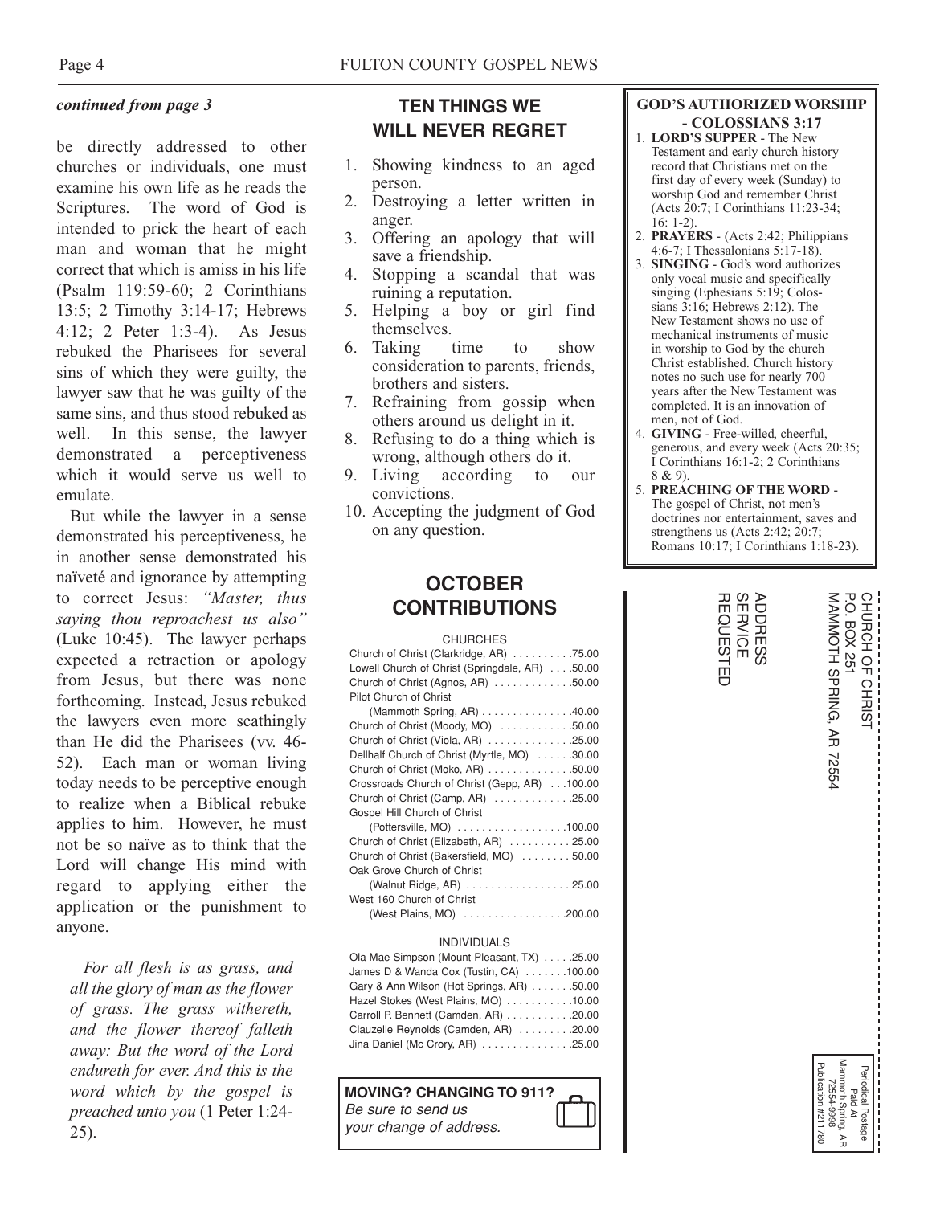*continued from page 3*

be directly addressed to other churches or individuals, one must examine his own life as he reads the Scriptures. The word of God is intended to prick the heart of each man and woman that he might correct that which is amiss in his life (Psalm 119:59-60; 2 Corinthians 13:5; 2 Timothy 3:14-17; Hebrews 4:12; 2 Peter 1:3-4). As Jesus rebuked the Pharisees for several sins of which they were guilty, the lawyer saw that he was guilty of the same sins, and thus stood rebuked as well. In this sense, the lawyer demonstrated a perceptiveness which it would serve us well to emulate.

But while the lawyer in a sense demonstrated his perceptiveness, he in another sense demonstrated his naïveté and ignorance by attempting to correct Jesus: *"Master, thus saying thou reproachest us also"* (Luke 10:45). The lawyer perhaps expected a retraction or apology from Jesus, but there was none forthcoming. Instead, Jesus rebuked the lawyers even more scathingly than He did the Pharisees (vv. 46-52). Each man or woman living today needs to be perceptive enough to realize when a Biblical rebuke applies to him. However, he must not be so naïve as to think that the Lord will change His mind with regard to applying either the application or the punishment to anyone.

*For all flesh is as grass, and all the glory of man as the flower of grass. The grass withereth, and the flower thereof falleth away: But the word of the Lord endureth for ever. And this is the word which by the gospel is preached unto you* (1 Peter 1:24-25).

## TEN THINGS WE WILL NEVER REGRET

1. Showing kindness to an aged person.
2. Destroying a letter written in anger.
3. Offering an apology that will save a friendship.
4. Stopping a scandal that was ruining a reputation.
5. Helping a boy or girl find themselves.
6. Taking time to show consideration to parents, friends, brothers and sisters.
7. Refraining from gossip when others around us delight in it.
8. Refusing to do a thing which is wrong, although others do it.
9. Living according to our convictions.
10. Accepting the judgment of God on any question.

## OCTOBER CONTRIBUTIONS

CHURCHES

| | |
|---|---|
| Church of Christ (Clarkridge, AR) | 75.00 |
| Lowell Church of Christ (Springdale, AR) | 50.00 |
| Church of Christ (Agnos, AR) | 50.00 |
| Pilot Church of Christ (Mammoth Spring, AR) | 40.00 |
| Church of Christ (Moody, MO) | 50.00 |
| Church of Christ (Viola, AR) | 25.00 |
| Dellhalf Church of Christ (Myrtle, MO) | 30.00 |
| Church of Christ (Moko, AR) | 50.00 |
| Crossroads Church of Christ (Gepp, AR) | 100.00 |
| Church of Christ (Camp, AR) | 25.00 |
| Gospel Hill Church of Christ (Pottersville, MO) | 100.00 |
| Church of Christ (Elizabeth, AR) | 25.00 |
| Church of Christ (Bakersfield, MO) | 50.00 |
| Oak Grove Church of Christ (Walnut Ridge, AR) | 25.00 |
| West 160 Church of Christ (West Plains, MO) | 200.00 |

INDIVIDUALS

| | |
|---|---|
| Ola Mae Simpson (Mount Pleasant, TX) | 25.00 |
| James D & Wanda Cox (Tustin, CA) | 100.00 |
| Gary & Ann Wilson (Hot Springs, AR) | 50.00 |
| Hazel Stokes (West Plains, MO) | 10.00 |
| Carroll P. Bennett (Camden, AR) | 20.00 |
| Clauzelle Reynolds (Camden, AR) | 20.00 |
| Jina Daniel (Mc Crory, AR) | 25.00 |

**MOVING? CHANGING TO 911?**
*Be sure to send us your change of address.*

### GOD'S AUTHORIZED WORSHIP - COLOSSIANS 3:17

1. **LORD'S SUPPER** - The New Testament and early church history record that Christians met on the first day of every week (Sunday) to worship God and remember Christ (Acts 20:7; I Corinthians 11:23-34; 16: 1-2).
2. **PRAYERS** - (Acts 2:42; Philippians 4:6-7; I Thessalonians 5:17-18).
3. **SINGING** - God's word authorizes only vocal music and specifically singing (Ephesians 5:19; Colossians 3:16; Hebrews 2:12). The New Testament shows no use of mechanical instruments of music in worship to God by the church Christ established. Church history notes no such use for nearly 700 years after the New Testament was completed. It is an innovation of men, not of God.
4. **GIVING** - Free-willed, cheerful, generous, and every week (Acts 20:35; I Corinthians 16:1-2; 2 Corinthians 8 & 9).
5. **PREACHING OF THE WORD** - The gospel of Christ, not men's doctrines nor entertainment, saves and strengthens us (Acts 2:42; 20:7; Romans 10:17; I Corinthians 1:18-23).

CHURCH OF CHRIST
P.O. BOX 251
MAMMOTH SPRING, AR 72554

ADDRESS SERVICE REQUESTED

Periodical Postage Paid At Mammoth Spring, AR 72554-9998 Publication #211780